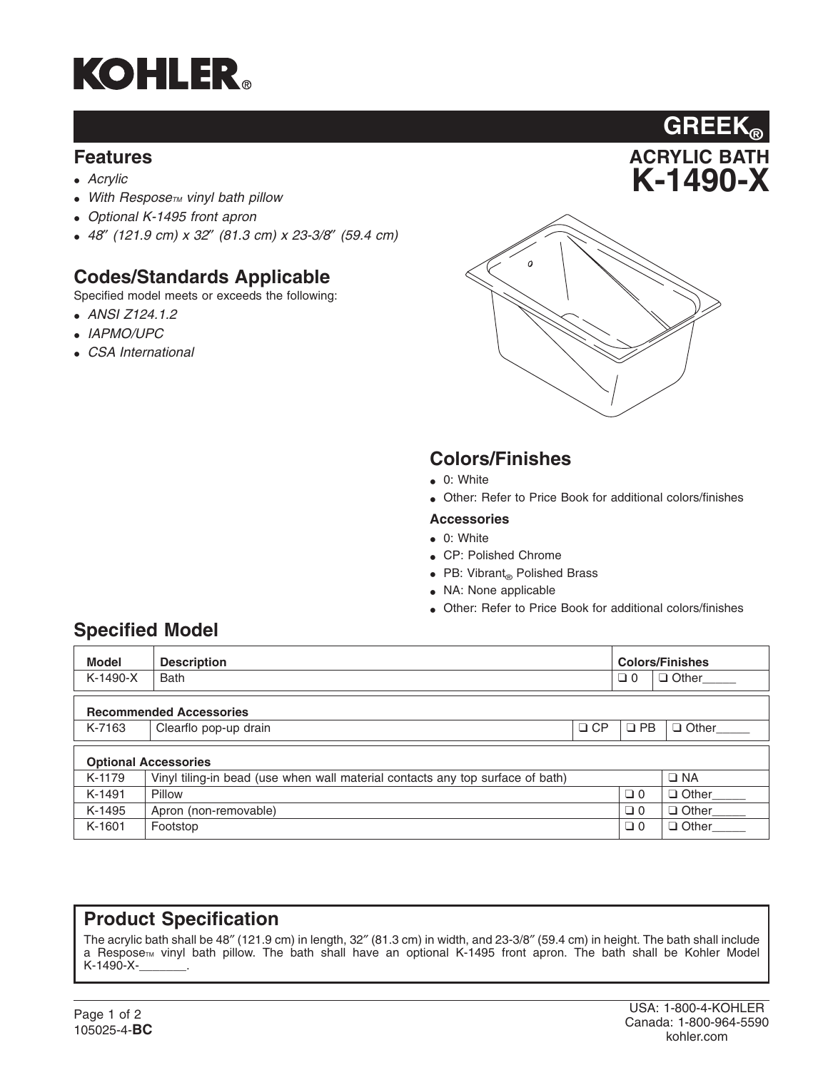# KOHLER®

## GREEK®

### ACRYLIC BATH
### K-1490-X

## Features

- *Acrylic*
- *With Respose™ vinyl bath pillow*
- *Optional K-1495 front apron*
- *48″ (121.9 cm) x 32″ (81.3 cm) x 23-3/8″ (59.4 cm)*

## Codes/Standards Applicable

Specified model meets or exceeds the following:

- *ANSI Z124.1.2*
- *IAPMO/UPC*
- *CSA International*

## Colors/Finishes

- 0: White
- Other: Refer to Price Book for additional colors/finishes

### Accessories

- 0: White
- CP: Polished Chrome
- PB: Vibrant® Polished Brass
- NA: None applicable
- Other: Refer to Price Book for additional colors/finishes

## Specified Model

| Model | Description | Colors/Finishes | |
|---|---|---|---|
| K-1490-X | Bath | ❑ 0 | ❑ Other_____ |

| Recommended Accessories | | | | |
|---|---|---|---|---|
| K-7163 | Clearflo pop-up drain | ❑ CP | ❑ PB | ❑ Other_____ |

| Optional Accessories | | | |
|---|---|---|---|
| K-1179 | Vinyl tiling-in bead (use when wall material contacts any top surface of bath) | | ❑ NA |
| K-1491 | Pillow | ❑ 0 | ❑ Other_____ |
| K-1495 | Apron (non-removable) | ❑ 0 | ❑ Other_____ |
| K-1601 | Footstop | ❑ 0 | ❑ Other_____ |

## Product Specification

The acrylic bath shall be 48″ (121.9 cm) in length, 32″ (81.3 cm) in width, and 23-3/8″ (59.4 cm) in height. The bath shall include a Respose™ vinyl bath pillow. The bath shall have an optional K-1495 front apron. The bath shall be Kohler Model K-1490-X-_______.

105025-4-**BC**

USA: 1-800-4-KOHLER
Canada: 1-800-964-5590
kohler.com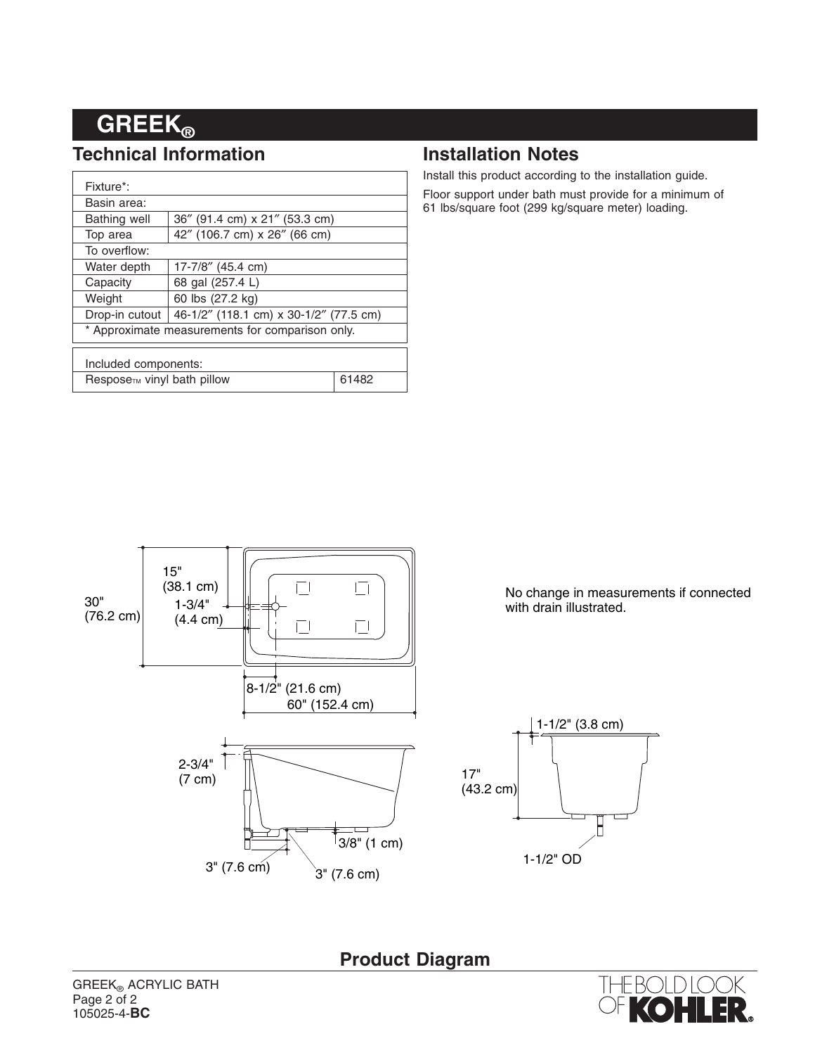# GREEK®

## Technical Information

| | |
|---|---|
| Fixture*: | |
| Basin area: | |
| Bathing well | 36″ (91.4 cm) x 21″ (53.3 cm) |
| Top area | 42″ (106.7 cm) x 26″ (66 cm) |
| To overflow: | |
| Water depth | 17-7/8″ (45.4 cm) |
| Capacity | 68 gal (257.4 L) |
| Weight | 60 lbs (27.2 kg) |
| Drop-in cutout | 46-1/2″ (118.1 cm) x 30-1/2″ (77.5 cm) |
| * Approximate measurements for comparison only. | |

| | |
|---|---|
| Included components: | |
| Respose™ vinyl bath pillow | 61482 |

## Installation Notes

Install this product according to the installation guide.

Floor support under bath must provide for a minimum of 61 lbs/square foot (299 kg/square meter) loading.

30" (76.2 cm)

15" (38.1 cm)

1-3/4" (4.4 cm)

8-1/2" (21.6 cm)

60" (152.4 cm)

No change in measurements if connected with drain illustrated.

2-3/4" (7 cm)

3/8" (1 cm)

3" (7.6 cm)

3" (7.6 cm)

1-1/2" (3.8 cm)

17" (43.2 cm)

1-1/2" OD

## Product Diagram

GREEK® ACRYLIC BATH
105025-4-**BC**

THE BOLD LOOK OF **KOHLER**®